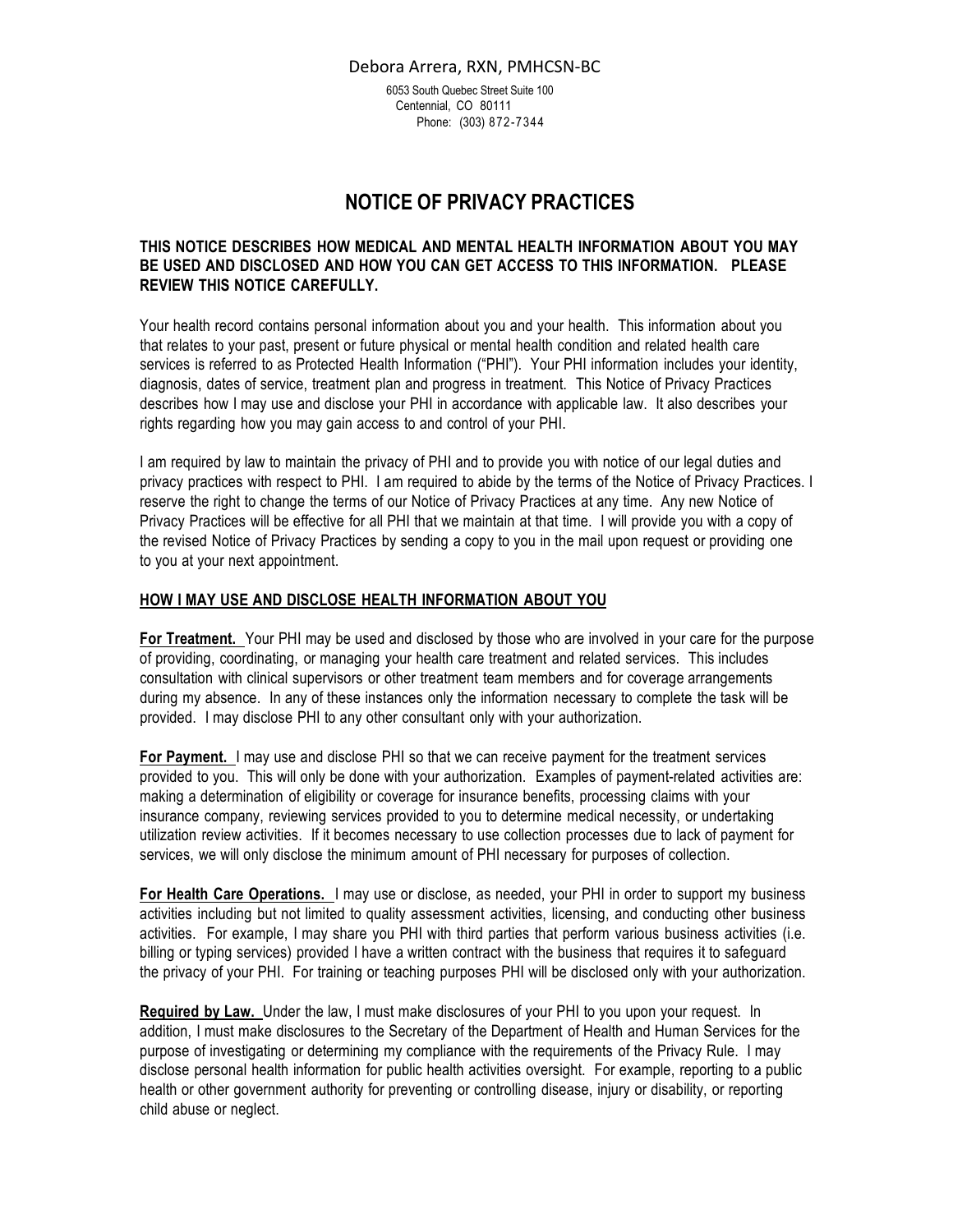Debora Arrera, RXN, PMHCSN-BC

6053 South Quebec Street Suite 100
Centennial, CO 80111
Phone: (303) 872-7344

# NOTICE OF PRIVACY PRACTICES

**THIS NOTICE DESCRIBES HOW MEDICAL AND MENTAL HEALTH INFORMATION ABOUT YOU MAY BE USED AND DISCLOSED AND HOW YOU CAN GET ACCESS TO THIS INFORMATION. PLEASE REVIEW THIS NOTICE CAREFULLY.**

Your health record contains personal information about you and your health. This information about you that relates to your past, present or future physical or mental health condition and related health care services is referred to as Protected Health Information ("PHI"). Your PHI information includes your identity, diagnosis, dates of service, treatment plan and progress in treatment. This Notice of Privacy Practices describes how I may use and disclose your PHI in accordance with applicable law. It also describes your rights regarding how you may gain access to and control of your PHI.

I am required by law to maintain the privacy of PHI and to provide you with notice of our legal duties and privacy practices with respect to PHI. I am required to abide by the terms of the Notice of Privacy Practices. I reserve the right to change the terms of our Notice of Privacy Practices at any time. Any new Notice of Privacy Practices will be effective for all PHI that we maintain at that time. I will provide you with a copy of the revised Notice of Privacy Practices by sending a copy to you in the mail upon request or providing one to you at your next appointment.

## HOW I MAY USE AND DISCLOSE HEALTH INFORMATION ABOUT YOU

**For Treatment.** Your PHI may be used and disclosed by those who are involved in your care for the purpose of providing, coordinating, or managing your health care treatment and related services. This includes consultation with clinical supervisors or other treatment team members and for coverage arrangements during my absence. In any of these instances only the information necessary to complete the task will be provided. I may disclose PHI to any other consultant only with your authorization.

**For Payment.** I may use and disclose PHI so that we can receive payment for the treatment services provided to you. This will only be done with your authorization. Examples of payment-related activities are: making a determination of eligibility or coverage for insurance benefits, processing claims with your insurance company, reviewing services provided to you to determine medical necessity, or undertaking utilization review activities. If it becomes necessary to use collection processes due to lack of payment for services, we will only disclose the minimum amount of PHI necessary for purposes of collection.

**For Health Care Operations.** I may use or disclose, as needed, your PHI in order to support my business activities including but not limited to quality assessment activities, licensing, and conducting other business activities. For example, I may share you PHI with third parties that perform various business activities (i.e. billing or typing services) provided I have a written contract with the business that requires it to safeguard the privacy of your PHI. For training or teaching purposes PHI will be disclosed only with your authorization.

**Required by Law.** Under the law, I must make disclosures of your PHI to you upon your request. In addition, I must make disclosures to the Secretary of the Department of Health and Human Services for the purpose of investigating or determining my compliance with the requirements of the Privacy Rule. I may disclose personal health information for public health activities oversight. For example, reporting to a public health or other government authority for preventing or controlling disease, injury or disability, or reporting child abuse or neglect.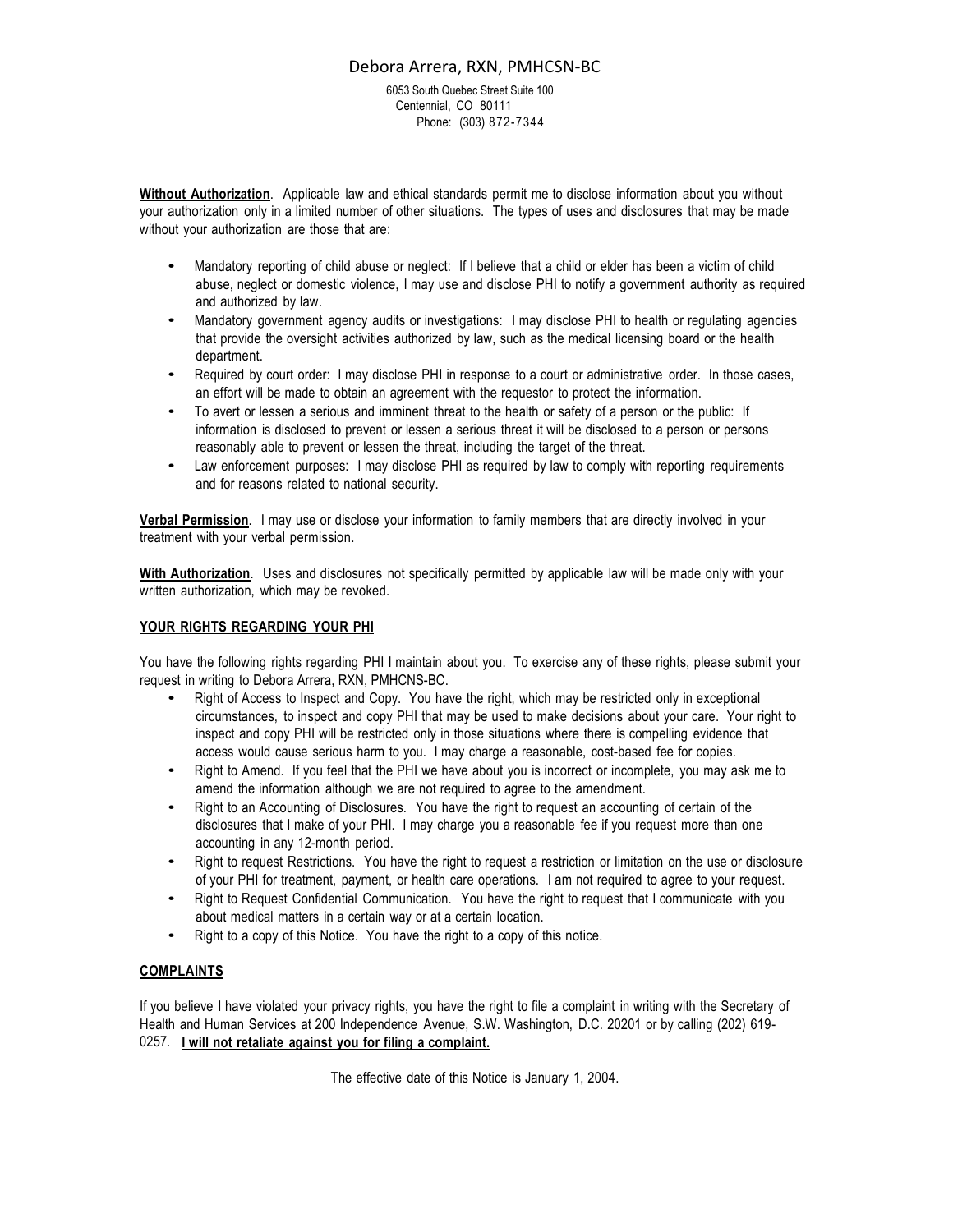Debora Arrera, RXN, PMHCSN-BC

6053 South Quebec Street Suite 100
Centennial, CO 80111
Phone: (303) 872-7344

**Without Authorization**. Applicable law and ethical standards permit me to disclose information about you without your authorization only in a limited number of other situations. The types of uses and disclosures that may be made without your authorization are those that are:

- Mandatory reporting of child abuse or neglect: If I believe that a child or elder has been a victim of child abuse, neglect or domestic violence, I may use and disclose PHI to notify a government authority as required and authorized by law.
- Mandatory government agency audits or investigations: I may disclose PHI to health or regulating agencies that provide the oversight activities authorized by law, such as the medical licensing board or the health department.
- Required by court order: I may disclose PHI in response to a court or administrative order. In those cases, an effort will be made to obtain an agreement with the requestor to protect the information.
- To avert or lessen a serious and imminent threat to the health or safety of a person or the public: If information is disclosed to prevent or lessen a serious threat it will be disclosed to a person or persons reasonably able to prevent or lessen the threat, including the target of the threat.
- Law enforcement purposes: I may disclose PHI as required by law to comply with reporting requirements and for reasons related to national security.

**Verbal Permission**. I may use or disclose your information to family members that are directly involved in your treatment with your verbal permission.

**With Authorization**. Uses and disclosures not specifically permitted by applicable law will be made only with your written authorization, which may be revoked.

## YOUR RIGHTS REGARDING YOUR PHI

You have the following rights regarding PHI I maintain about you. To exercise any of these rights, please submit your request in writing to Debora Arrera, RXN, PMHCNS-BC.

- Right of Access to Inspect and Copy. You have the right, which may be restricted only in exceptional circumstances, to inspect and copy PHI that may be used to make decisions about your care. Your right to inspect and copy PHI will be restricted only in those situations where there is compelling evidence that access would cause serious harm to you. I may charge a reasonable, cost-based fee for copies.
- Right to Amend. If you feel that the PHI we have about you is incorrect or incomplete, you may ask me to amend the information although we are not required to agree to the amendment.
- Right to an Accounting of Disclosures. You have the right to request an accounting of certain of the disclosures that I make of your PHI. I may charge you a reasonable fee if you request more than one accounting in any 12-month period.
- Right to request Restrictions. You have the right to request a restriction or limitation on the use or disclosure of your PHI for treatment, payment, or health care operations. I am not required to agree to your request.
- Right to Request Confidential Communication. You have the right to request that I communicate with you about medical matters in a certain way or at a certain location.
- Right to a copy of this Notice. You have the right to a copy of this notice.

## COMPLAINTS

If you believe I have violated your privacy rights, you have the right to file a complaint in writing with the Secretary of Health and Human Services at 200 Independence Avenue, S.W. Washington, D.C. 20201 or by calling (202) 619-0257. **I will not retaliate against you for filing a complaint.**

The effective date of this Notice is January 1, 2004.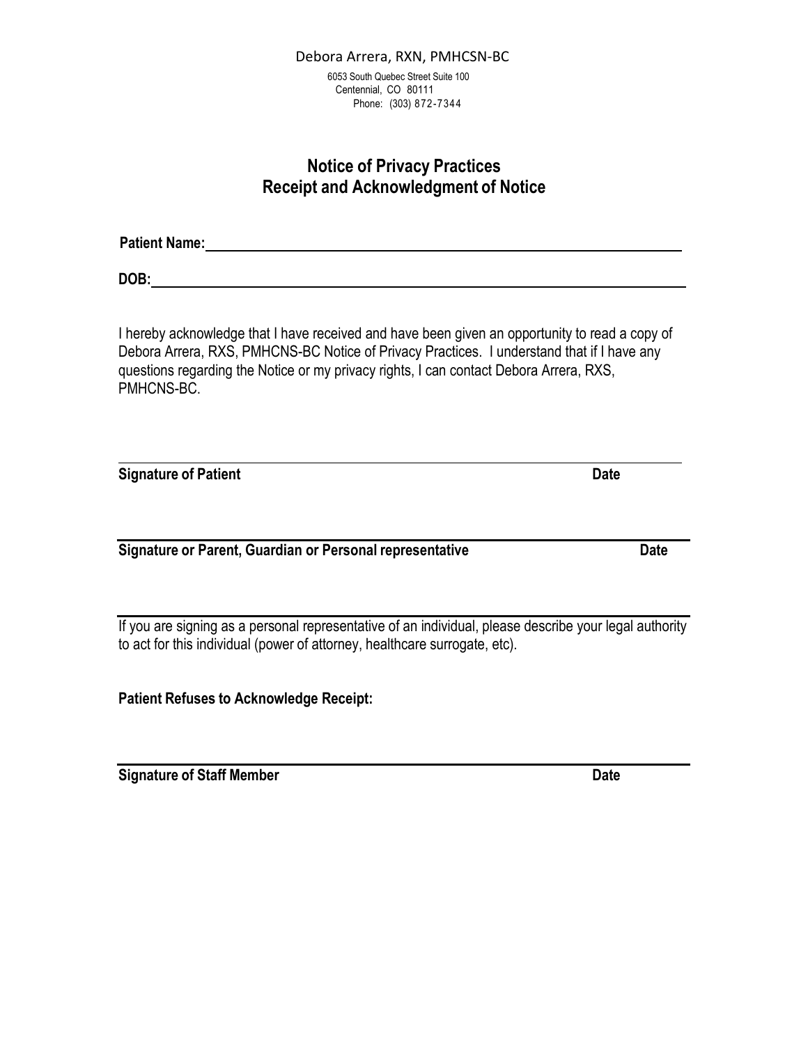Debora Arrera, RXN, PMHCSN-BC

6053 South Quebec Street Suite 100
Centennial, CO 80111
Phone: (303) 872-7344

# Notice of Privacy Practices
## Receipt and Acknowledgment of Notice

**Patient Name:** ______________________________________________

**DOB:** ______________________________________________

I hereby acknowledge that I have received and have been given an opportunity to read a copy of Debora Arrera, RXS, PMHCNS-BC Notice of Privacy Practices. I understand that if I have any questions regarding the Notice or my privacy rights, I can contact Debora Arrera, RXS, PMHCNS-BC.

______________________________________________

**Signature of Patient** **Date**

______________________________________________

**Signature or Parent, Guardian or Personal representative** **Date**

______________________________________________

If you are signing as a personal representative of an individual, please describe your legal authority to act for this individual (power of attorney, healthcare surrogate, etc).

**Patient Refuses to Acknowledge Receipt:**

______________________________________________

**Signature of Staff Member** **Date**